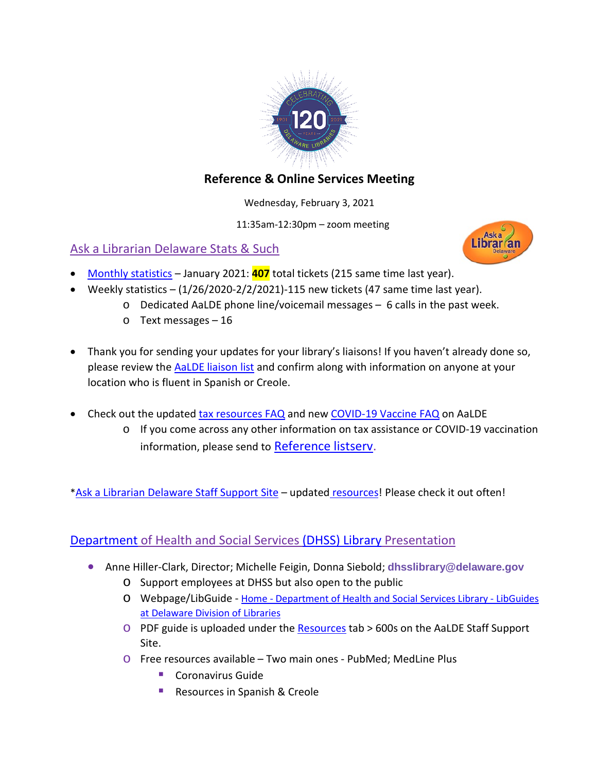## Reference & Online Services Meeting

Wednesday, February 3, 2021

11:35am-12:30pm – zoom meeting

### Ask a Librarian Delaware Stats & Such

- Monthly statistics – January 2021: **407** total tickets (215 same time last year).
- Weekly statistics – (1/26/2020-2/2/2021)-115 new tickets (47 same time last year).
  - Dedicated AaLDE phone line/voicemail messages – 6 calls in the past week.
  - Text messages – 16

- Thank you for sending your updates for your library's liaisons! If you haven't already done so, please review the AaLDE liaison list and confirm along with information on anyone at your location who is fluent in Spanish or Creole.

- Check out the updated tax resources FAQ and new COVID-19 Vaccine FAQ on AaLDE
  - If you come across any other information on tax assistance or COVID-19 vaccination information, please send to Reference listserv.

*Ask a Librarian Delaware Staff Support Site – updated resources! Please check it out often!

### Department of Health and Social Services (DHSS) Library Presentation

- Anne Hiller-Clark, Director; Michelle Feigin, Donna Siebold; **dhsslibrary@delaware.gov**
  - Support employees at DHSS but also open to the public
  - Webpage/LibGuide - Home - Department of Health and Social Services Library - LibGuides at Delaware Division of Libraries
  - PDF guide is uploaded under the Resources tab > 600s on the AaLDE Staff Support Site.
  - Free resources available – Two main ones - PubMed; MedLine Plus
    - Coronavirus Guide
    - Resources in Spanish & Creole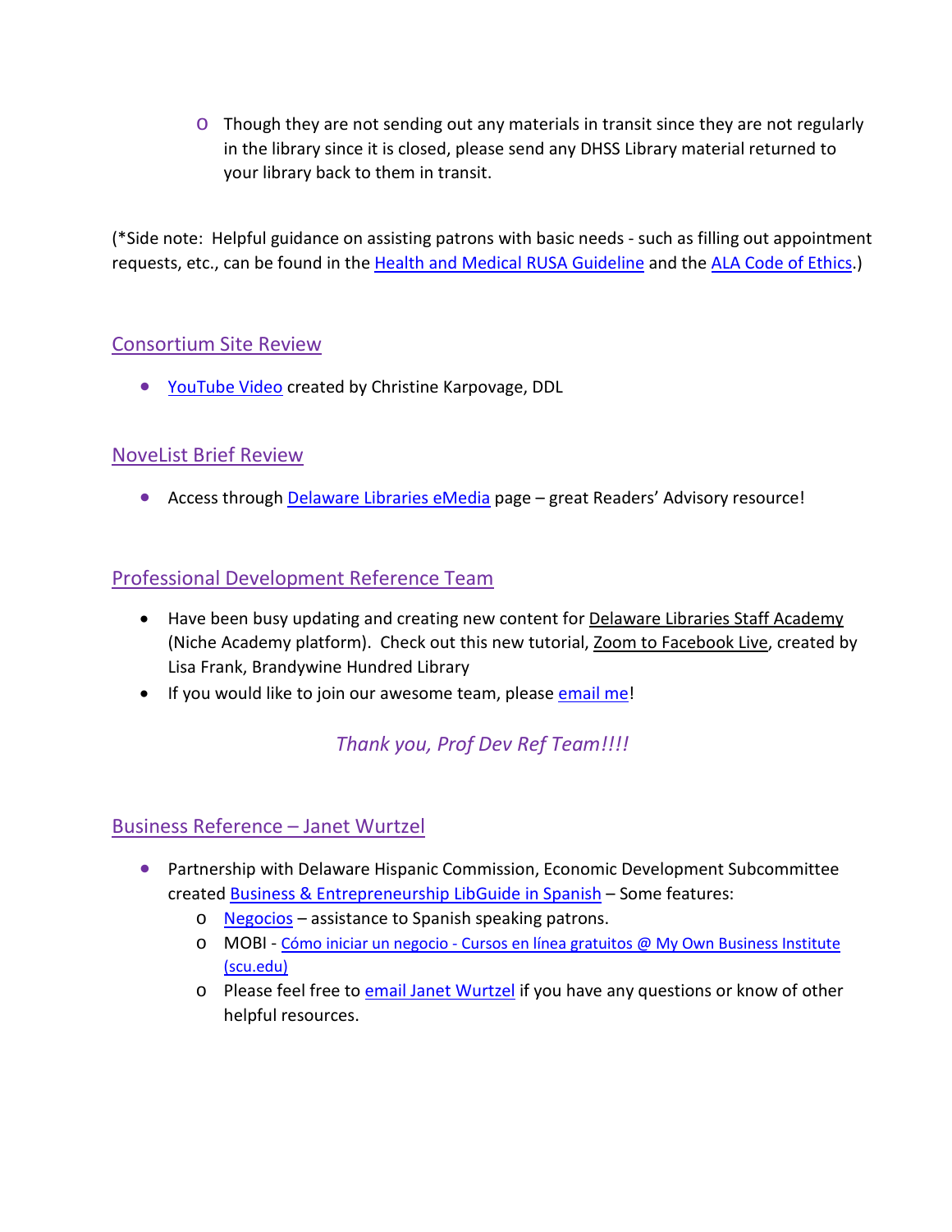- Though they are not sending out any materials in transit since they are not regularly in the library since it is closed, please send any DHSS Library material returned to your library back to them in transit.

(*Side note: Helpful guidance on assisting patrons with basic needs - such as filling out appointment requests, etc., can be found in the Health and Medical RUSA Guideline and the ALA Code of Ethics.)

## Consortium Site Review

- YouTube Video created by Christine Karpovage, DDL

## NoveList Brief Review

- Access through Delaware Libraries eMedia page – great Readers' Advisory resource!

## Professional Development Reference Team

- Have been busy updating and creating new content for Delaware Libraries Staff Academy (Niche Academy platform). Check out this new tutorial, Zoom to Facebook Live, created by Lisa Frank, Brandywine Hundred Library
- If you would like to join our awesome team, please email me!

*Thank you, Prof Dev Ref Team!!!!*

## Business Reference – Janet Wurtzel

- Partnership with Delaware Hispanic Commission, Economic Development Subcommittee created Business & Entrepreneurship LibGuide in Spanish – Some features:
  - Negocios – assistance to Spanish speaking patrons.
  - MOBI - Cómo iniciar un negocio - Cursos en línea gratuitos @ My Own Business Institute (scu.edu)
  - Please feel free to email Janet Wurtzel if you have any questions or know of other helpful resources.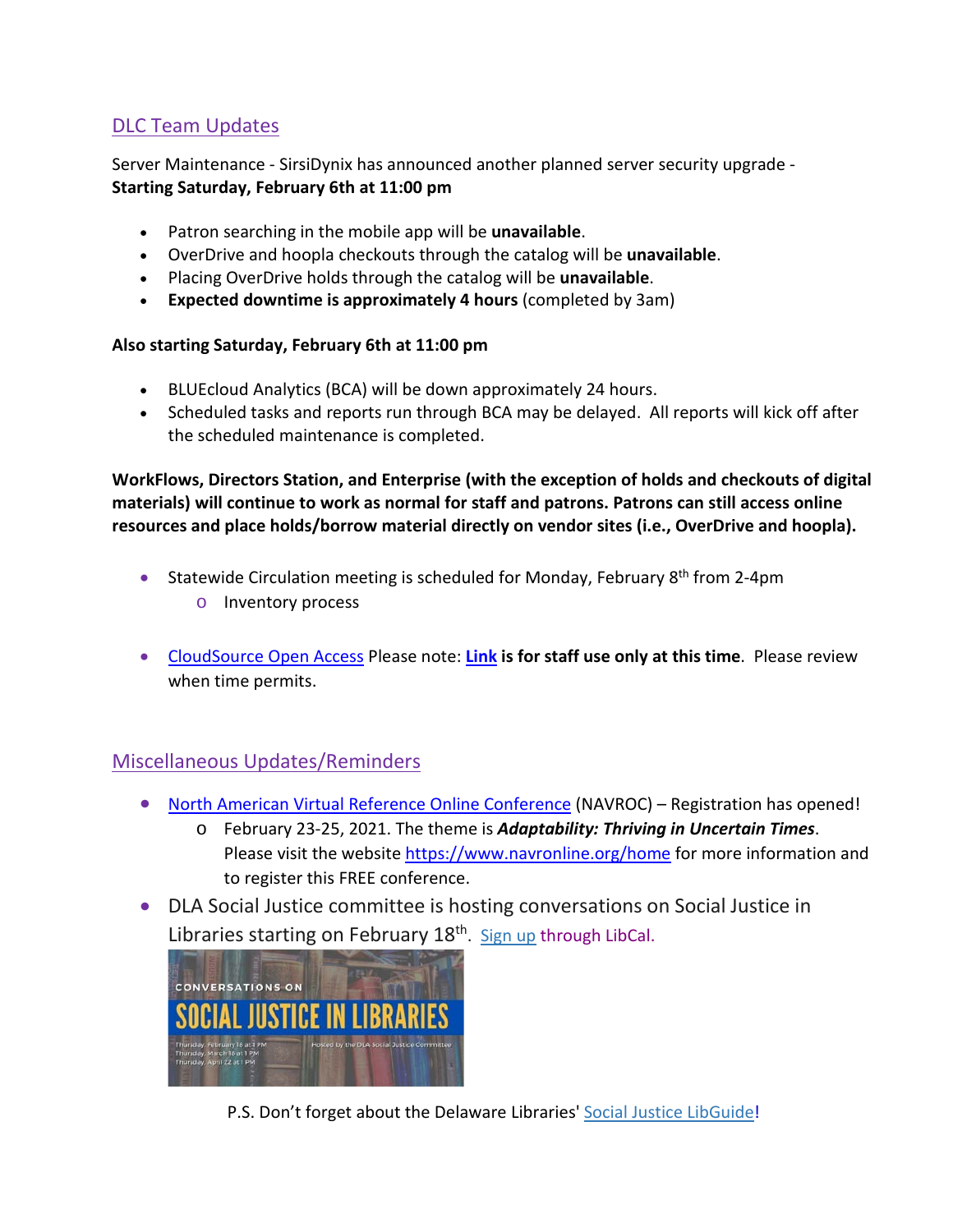## DLC Team Updates

Server Maintenance - SirsiDynix has announced another planned server security upgrade - **Starting Saturday, February 6th at 11:00 pm**

- Patron searching in the mobile app will be **unavailable**.
- OverDrive and hoopla checkouts through the catalog will be **unavailable**.
- Placing OverDrive holds through the catalog will be **unavailable**.
- **Expected downtime is approximately 4 hours** (completed by 3am)

**Also starting Saturday, February 6th at 11:00 pm**

- BLUEcloud Analytics (BCA) will be down approximately 24 hours.
- Scheduled tasks and reports run through BCA may be delayed. All reports will kick off after the scheduled maintenance is completed.

**WorkFlows, Directors Station, and Enterprise (with the exception of holds and checkouts of digital materials) will continue to work as normal for staff and patrons. Patrons can still access online resources and place holds/borrow material directly on vendor sites (i.e., OverDrive and hoopla).**

- Statewide Circulation meeting is scheduled for Monday, February 8th from 2-4pm
  - Inventory process

- CloudSource Open Access Please note: **Link is for staff use only at this time**. Please review when time permits.

## Miscellaneous Updates/Reminders

- North American Virtual Reference Online Conference (NAVROC) – Registration has opened!
  - February 23-25, 2021. The theme is ***Adaptability: Thriving in Uncertain Times***. Please visit the website https://www.navronline.org/home for more information and to register this FREE conference.
- DLA Social Justice committee is hosting conversations on Social Justice in Libraries starting on February 18th. Sign up through LibCal.

CONVERSATIONS ON SOCIAL JUSTICE IN LIBRARIES
Thursday, February 18 at 1 PM
Thursday, March 18 at 1 PM
Thursday, April 22 at 1 PM
Hosted by the DLA Social Justice Committee

P.S. Don't forget about the Delaware Libraries' Social Justice LibGuide!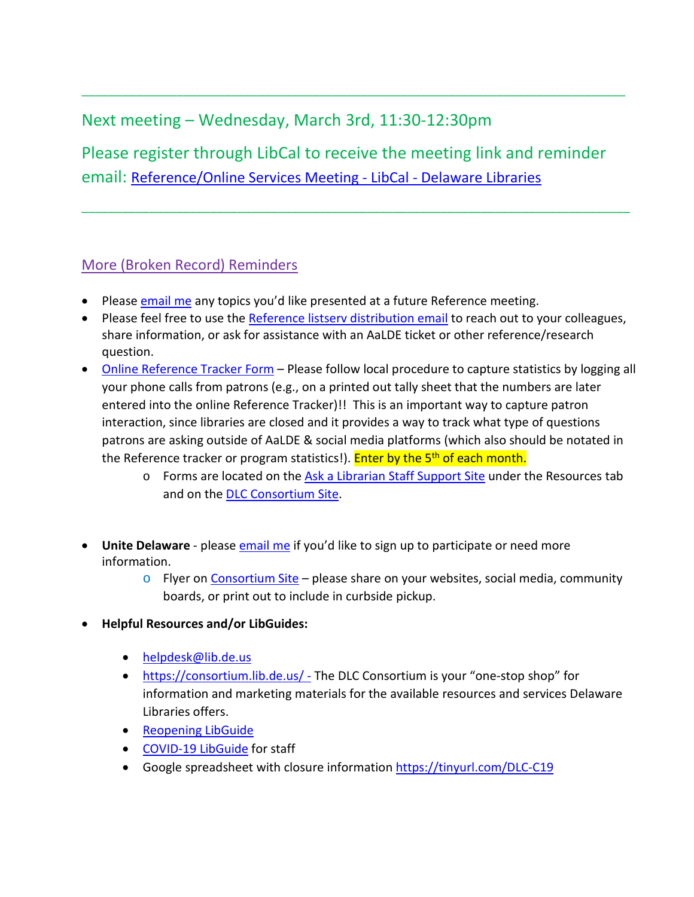---

## Next meeting – Wednesday, March 3rd, 11:30-12:30pm

## Please register through LibCal to receive the meeting link and reminder email: [Reference/Online Services Meeting - LibCal - Delaware Libraries]()

---

### More (Broken Record) Reminders

- Please email me any topics you'd like presented at a future Reference meeting.
- Please feel free to use the Reference listserv distribution email to reach out to your colleagues, share information, or ask for assistance with an AaLDE ticket or other reference/research question.
- Online Reference Tracker Form – Please follow local procedure to capture statistics by logging all your phone calls from patrons (e.g., on a printed out tally sheet that the numbers are later entered into the online Reference Tracker)!! This is an important way to capture patron interaction, since libraries are closed and it provides a way to track what type of questions patrons are asking outside of AaLDE & social media platforms (which also should be notated in the Reference tracker or program statistics!). Enter by the 5th of each month.
  - Forms are located on the Ask a Librarian Staff Support Site under the Resources tab and on the DLC Consortium Site.

- **Unite Delaware** - please email me if you'd like to sign up to participate or need more information.
  - Flyer on Consortium Site – please share on your websites, social media, community boards, or print out to include in curbside pickup.
- **Helpful Resources and/or LibGuides:**
  - helpdesk@lib.de.us
  - https://consortium.lib.de.us/ - The DLC Consortium is your "one-stop shop" for information and marketing materials for the available resources and services Delaware Libraries offers.
  - Reopening LibGuide
  - COVID-19 LibGuide for staff
  - Google spreadsheet with closure information https://tinyurl.com/DLC-C19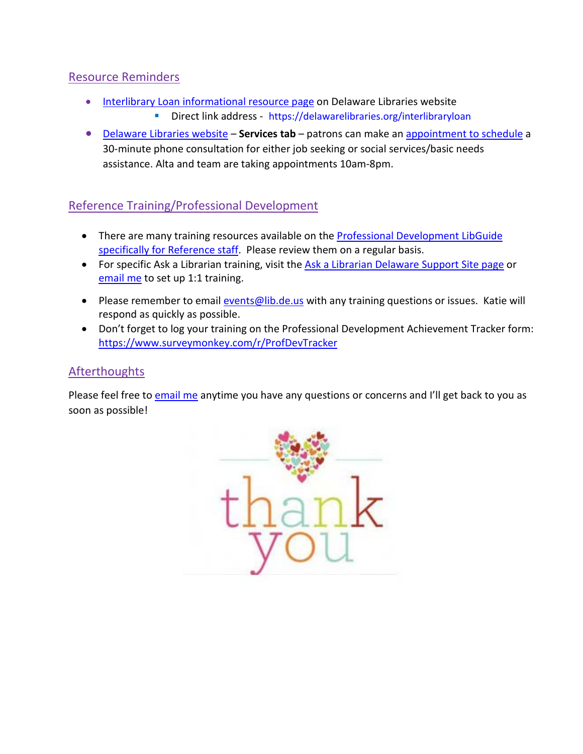## Resource Reminders

- Interlibrary Loan informational resource page on Delaware Libraries website
    - Direct link address - https://delawarelibraries.org/interlibraryloan
- Delaware Libraries website – **Services tab** – patrons can make an appointment to schedule a 30-minute phone consultation for either job seeking or social services/basic needs assistance. Alta and team are taking appointments 10am-8pm.

## Reference Training/Professional Development

- There are many training resources available on the Professional Development LibGuide specifically for Reference staff. Please review them on a regular basis.
- For specific Ask a Librarian training, visit the Ask a Librarian Delaware Support Site page or email me to set up 1:1 training.
- Please remember to email events@lib.de.us with any training questions or issues. Katie will respond as quickly as possible.
- Don't forget to log your training on the Professional Development Achievement Tracker form: https://www.surveymonkey.com/r/ProfDevTracker

## Afterthoughts

Please feel free to email me anytime you have any questions or concerns and I'll get back to you as soon as possible!

thank you